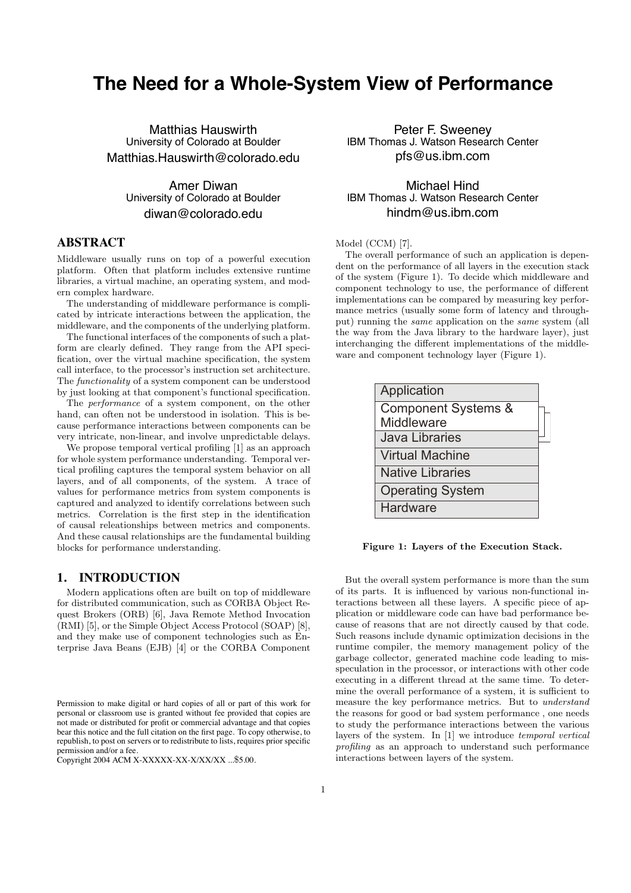# The Need for a Whole-System View of Performance

Matthias Hauswirth
University of Colorado at Boulder
Matthias.Hauswirth@colorado.edu

Peter F. Sweeney
IBM Thomas J. Watson Research Center
pfs@us.ibm.com

Amer Diwan
University of Colorado at Boulder
diwan@colorado.edu

Michael Hind
IBM Thomas J. Watson Research Center
hindm@us.ibm.com

## ABSTRACT

Middleware usually runs on top of a powerful execution platform. Often that platform includes extensive runtime libraries, a virtual machine, an operating system, and modern complex hardware.

The understanding of middleware performance is complicated by intricate interactions between the application, the middleware, and the components of the underlying platform.

The functional interfaces of the components of such a platform are clearly defined. They range from the API specification, over the virtual machine specification, the system call interface, to the processor's instruction set architecture. The *functionality* of a system component can be understood by just looking at that component's functional specification.

The *performance* of a system component, on the other hand, can often not be understood in isolation. This is because performance interactions between components can be very intricate, non-linear, and involve unpredictable delays.

We propose temporal vertical profiling [1] as an approach for whole system performance understanding. Temporal vertical profiling captures the temporal system behavior on all layers, and of all components, of the system. A trace of values for performance metrics from system components is captured and analyzed to identify correlations between such metrics. Correlation is the first step in the identification of causal releationships between metrics and components. And these causal relationships are the fundamental building blocks for performance understanding.

## 1. INTRODUCTION

Modern applications often are built on top of middleware for distributed communication, such as CORBA Object Request Brokers (ORB) [6], Java Remote Method Invocation (RMI) [5], or the Simple Object Access Protocol (SOAP) [8], and they make use of component technologies such as Enterprise Java Beans (EJB) [4] or the CORBA Component Model (CCM) [7].

The overall performance of such an application is dependent on the performance of all layers in the execution stack of the system (Figure 1). To decide which middleware and component technology to use, the performance of different implementations can be compared by measuring key performance metrics (usually some form of latency and throughput) running the *same* application on the *same* system (all the way from the Java library to the hardware layer), just interchanging the different implementations of the middleware and component technology layer (Figure 1).

| |
|---|
| Application |
| Component Systems & Middleware |
| Java Libraries |
| Virtual Machine |
| Native Libraries |
| Operating System |
| Hardware |

**Figure 1: Layers of the Execution Stack.**

But the overall system performance is more than the sum of its parts. It is influenced by various non-functional interactions between all these layers. A specific piece of application or middleware code can have bad performance because of reasons that are not directly caused by that code. Such reasons include dynamic optimization decisions in the runtime compiler, the memory management policy of the garbage collector, generated machine code leading to misspeculation in the processor, or interactions with other code executing in a different thread at the same time. To determine the overall performance of a system, it is sufficient to measure the key performance metrics. But to *understand* the reasons for good or bad system performance , one needs to study the performance interactions between the various layers of the system. In [1] we introduce *temporal vertical profiling* as an approach to understand such performance interactions between layers of the system.

Permission to make digital or hard copies of all or part of this work for personal or classroom use is granted without fee provided that copies are not made or distributed for profit or commercial advantage and that copies bear this notice and the full citation on the first page. To copy otherwise, to republish, to post on servers or to redistribute to lists, requires prior specific permission and/or a fee.
Copyright 2004 ACM X-XXXXX-XX-X/XX/XX ...$5.00.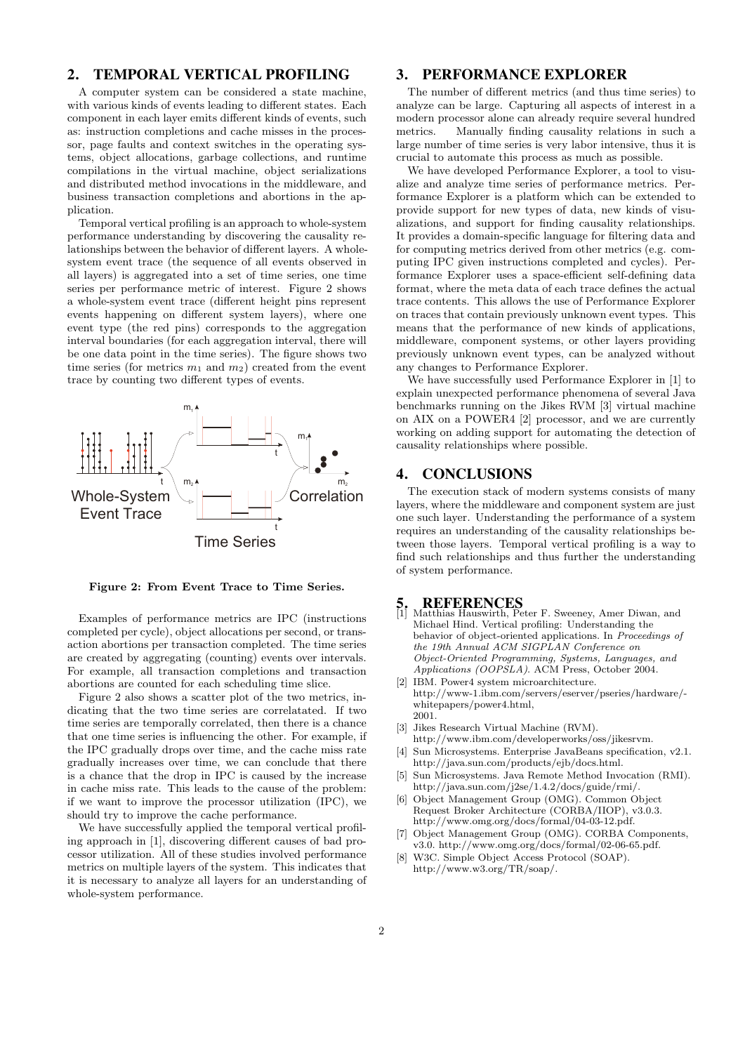## 2. TEMPORAL VERTICAL PROFILING

A computer system can be considered a state machine, with various kinds of events leading to different states. Each component in each layer emits different kinds of events, such as: instruction completions and cache misses in the processor, page faults and context switches in the operating systems, object allocations, garbage collections, and runtime compilations in the virtual machine, object serializations and distributed method invocations in the middleware, and business transaction completions and abortions in the application.

Temporal vertical profiling is an approach to whole-system performance understanding by discovering the causality relationships between the behavior of different layers. A whole-system event trace (the sequence of all events observed in all layers) is aggregated into a set of time series, one time series per performance metric of interest. Figure 2 shows a whole-system event trace (different height pins represent events happening on different system layers), where one event type (the red pins) corresponds to the aggregation interval boundaries (for each aggregation interval, there will be one data point in the time series). The figure shows two time series (for metrics $m_1$ and $m_2$) created from the event trace by counting two different types of events.

$m_1$

t

$m_2$

t

t

$m_1$

$m_2$

Whole-System Event Trace

Correlation

Time Series

**Figure 2: From Event Trace to Time Series.**

Examples of performance metrics are IPC (instructions completed per cycle), object allocations per second, or transaction abortions per transaction completed. The time series are created by aggregating (counting) events over intervals. For example, all transaction completions and transaction abortions are counted for each scheduling time slice.

Figure 2 also shows a scatter plot of the two metrics, indicating that the two time series are correlatated. If two time series are temporally correlated, then there is a chance that one time series is influencing the other. For example, if the IPC gradually drops over time, and the cache miss rate gradually increases over time, we can conclude that there is a chance that the drop in IPC is caused by the increase in cache miss rate. This leads to the cause of the problem: if we want to improve the processor utilization (IPC), we should try to improve the cache performance.

We have successfully applied the temporal vertical profiling approach in [1], discovering different causes of bad processor utilization. All of these studies involved performance metrics on multiple layers of the system. This indicates that it is necessary to analyze all layers for an understanding of whole-system performance.

## 3. PERFORMANCE EXPLORER

The number of different metrics (and thus time series) to analyze can be large. Capturing all aspects of interest in a modern processor alone can already require several hundred metrics. Manually finding causality relations in such a large number of time series is very labor intensive, thus it is crucial to automate this process as much as possible.

We have developed Performance Explorer, a tool to visualize and analyze time series of performance metrics. Performance Explorer is a platform which can be extended to provide support for new types of data, new kinds of visualizations, and support for finding causality relationships. It provides a domain-specific language for filtering data and for computing metrics derived from other metrics (e.g. computing IPC given instructions completed and cycles). Performance Explorer uses a space-efficient self-defining data format, where the meta data of each trace defines the actual trace contents. This allows the use of Performance Explorer on traces that contain previously unknown event types. This means that the performance of new kinds of applications, middleware, component systems, or other layers providing previously unknown event types, can be analyzed without any changes to Performance Explorer.

We have successfully used Performance Explorer in [1] to explain unexpected performance phenomena of several Java benchmarks running on the Jikes RVM [3] virtual machine on AIX on a POWER4 [2] processor, and we are currently working on adding support for automating the detection of causality relationships where possible.

## 4. CONCLUSIONS

The execution stack of modern systems consists of many layers, where the middleware and component system are just one such layer. Understanding the performance of a system requires an understanding of the causality relationships between those layers. Temporal vertical profiling is a way to find such relationships and thus further the understanding of system performance.

## 5. REFERENCES

[1] Matthias Hauswirth, Peter F. Sweeney, Amer Diwan, and Michael Hind. Vertical profiling: Understanding the behavior of object-oriented applications. In *Proceedings of the 19th Annual ACM SIGPLAN Conference on Object-Oriented Programming, Systems, Languages, and Applications (OOPSLA)*. ACM Press, October 2004.

[2] IBM. Power4 system microarchitecture. http://www-1.ibm.com/servers/eserver/pseries/hardware/-whitepapers/power4.html, 2001.

[3] Jikes Research Virtual Machine (RVM). http://www.ibm.com/developerworks/oss/jikesrvm.

[4] Sun Microsystems. Enterprise JavaBeans specification, v2.1. http://java.sun.com/products/ejb/docs.html.

[5] Sun Microsystems. Java Remote Method Invocation (RMI). http://java.sun.com/j2se/1.4.2/docs/guide/rmi/.

[6] Object Management Group (OMG). Common Object Request Broker Architecture (CORBA/IIOP), v3.0.3. http://www.omg.org/docs/formal/04-03-12.pdf.

[7] Object Management Group (OMG). CORBA Components, v3.0. http://www.omg.org/docs/formal/02-06-65.pdf.

[8] W3C. Simple Object Access Protocol (SOAP). http://www.w3.org/TR/soap/.